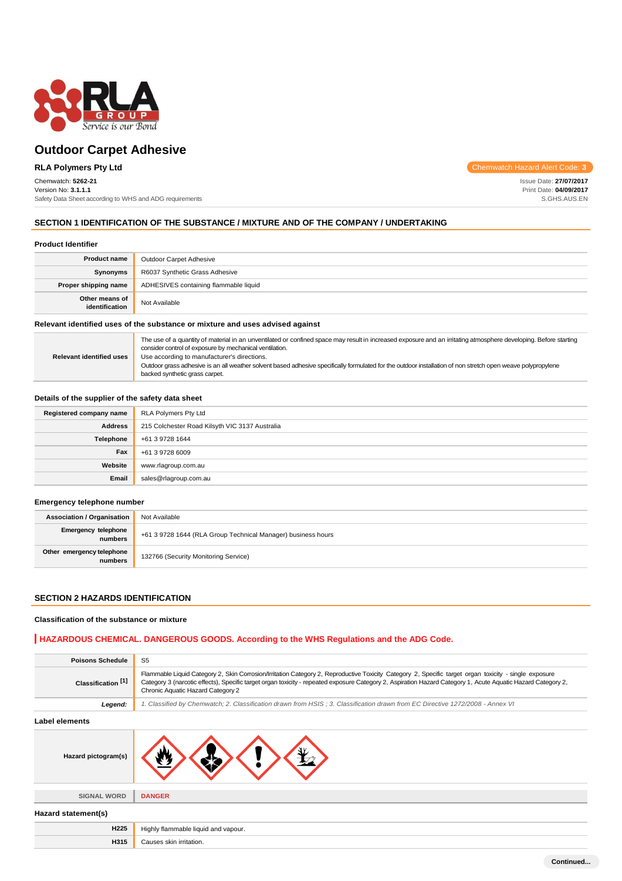# Outdoor Carpet Adhesive

**RLA Polymers Pty Ltd**

Chemwatch Hazard Alert Code: 3

Chemwatch: **5262-21**
Version No: **3.1.1.1**
Safety Data Sheet according to WHS and ADG requirements

Issue Date: **27/07/2017**
Print Date: **04/09/2017**
S.GHS.AUS.EN

## SECTION 1 IDENTIFICATION OF THE SUBSTANCE / MIXTURE AND OF THE COMPANY / UNDERTAKING

### Product Identifier

| | |
|---|---|
| **Product name** | Outdoor Carpet Adhesive |
| **Synonyms** | R6037 Synthetic Grass Adhesive |
| **Proper shipping name** | ADHESIVES containing flammable liquid |
| **Other means of identification** | Not Available |

### Relevant identified uses of the substance or mixture and uses advised against

| | |
|---|---|
| **Relevant identified uses** | The use of a quantity of material in an unventilated or confined space may result in increased exposure and an irritating atmosphere developing. Before starting consider control of exposure by mechanical ventilation.<br>Use according to manufacturer's directions.<br>Outdoor grass adhesive is an all weather solvent based adhesive specifically formulated for the outdoor installation of non stretch open weave polypropylene backed synthetic grass carpet. |

### Details of the supplier of the safety data sheet

| | |
|---|---|
| **Registered company name** | RLA Polymers Pty Ltd |
| **Address** | 215 Colchester Road Kilsyth VIC 3137 Australia |
| **Telephone** | +61 3 9728 1644 |
| **Fax** | +61 3 9728 6009 |
| **Website** | www.rlagroup.com.au |
| **Email** | sales@rlagroup.com.au |

### Emergency telephone number

| | |
|---|---|
| **Association / Organisation** | Not Available |
| **Emergency telephone numbers** | +61 3 9728 1644 (RLA Group Technical Manager) business hours |
| **Other emergency telephone numbers** | 132766 (Security Monitoring Service) |

## SECTION 2 HAZARDS IDENTIFICATION

### Classification of the substance or mixture

**HAZARDOUS CHEMICAL. DANGEROUS GOODS. According to the WHS Regulations and the ADG Code.**

| | |
|---|---|
| **Poisons Schedule** | S5 |
| **Classification [1]** | Flammable Liquid Category 2, Skin Corrosion/Irritation Category 2, Reproductive Toxicity Category 2, Specific target organ toxicity - single exposure Category 3 (narcotic effects), Specific target organ toxicity - repeated exposure Category 2, Aspiration Hazard Category 1, Acute Aquatic Hazard Category 2, Chronic Aquatic Hazard Category 2 |
| ***Legend:*** | *1. Classified by Chemwatch; 2. Classification drawn from HSIS ; 3. Classification drawn from EC Directive 1272/2008 - Annex VI* |

### Label elements

| | |
|---|---|
| **Hazard pictogram(s)** | |
| **SIGNAL WORD** | **DANGER** |

### Hazard statement(s)

| | |
|---|---|
| **H225** | Highly flammable liquid and vapour. |
| **H315** | Causes skin irritation. |

Continued...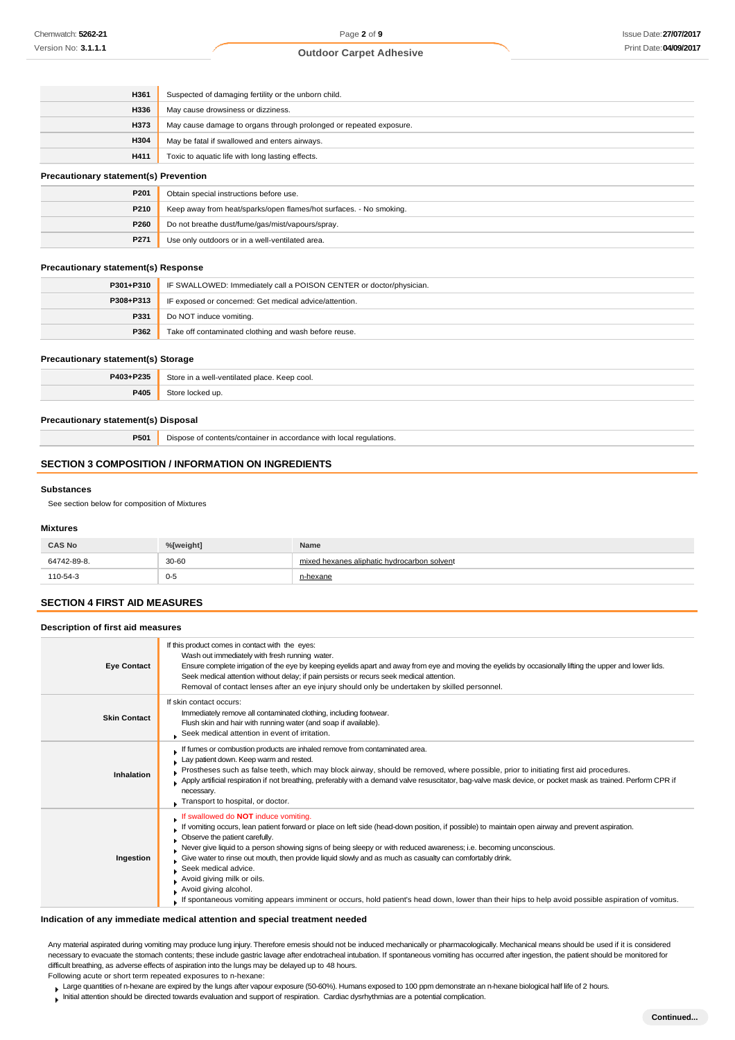| | |
|---|---|
| **H361** | Suspected of damaging fertility or the unborn child. |
| **H336** | May cause drowsiness or dizziness. |
| **H373** | May cause damage to organs through prolonged or repeated exposure. |
| **H304** | May be fatal if swallowed and enters airways. |
| **H411** | Toxic to aquatic life with long lasting effects. |

### Precautionary statement(s) Prevention

| | |
|---|---|
| **P201** | Obtain special instructions before use. |
| **P210** | Keep away from heat/sparks/open flames/hot surfaces. - No smoking. |
| **P260** | Do not breathe dust/fume/gas/mist/vapours/spray. |
| **P271** | Use only outdoors or in a well-ventilated area. |

### Precautionary statement(s) Response

| | |
|---|---|
| **P301+P310** | IF SWALLOWED: Immediately call a POISON CENTER or doctor/physician. |
| **P308+P313** | IF exposed or concerned: Get medical advice/attention. |
| **P331** | Do NOT induce vomiting. |
| **P362** | Take off contaminated clothing and wash before reuse. |

### Precautionary statement(s) Storage

| | |
|---|---|
| **P403+P235** | Store in a well-ventilated place. Keep cool. |
| **P405** | Store locked up. |

### Precautionary statement(s) Disposal

| | |
|---|---|
| **P501** | Dispose of contents/container in accordance with local regulations. |

## SECTION 3 COMPOSITION / INFORMATION ON INGREDIENTS

### Substances

See section below for composition of Mixtures

### Mixtures

| CAS No | %[weight] | Name |
|---|---|---|
| 64742-89-8. | 30-60 | mixed hexanes aliphatic hydrocarbon solvent |
| 110-54-3 | 0-5 | n-hexane |

## SECTION 4 FIRST AID MEASURES

### Description of first aid measures

| | |
|---|---|
| **Eye Contact** | If this product comes in contact with the eyes: Wash out immediately with fresh running water. Ensure complete irrigation of the eye by keeping eyelids apart and away from eye and moving the eyelids by occasionally lifting the upper and lower lids. Seek medical attention without delay; if pain persists or recurs seek medical attention. Removal of contact lenses after an eye injury should only be undertaken by skilled personnel. |
| **Skin Contact** | If skin contact occurs: Immediately remove all contaminated clothing, including footwear. Flush skin and hair with running water (and soap if available). Seek medical attention in event of irritation. |
| **Inhalation** | If fumes or combustion products are inhaled remove from contaminated area. Lay patient down. Keep warm and rested. Prostheses such as false teeth, which may block airway, should be removed, where possible, prior to initiating first aid procedures. Apply artificial respiration if not breathing, preferably with a demand valve resuscitator, bag-valve mask device, or pocket mask as trained. Perform CPR if necessary. Transport to hospital, or doctor. |
| **Ingestion** | If swallowed do **NOT** induce vomiting. If vomiting occurs, lean patient forward or place on left side (head-down position, if possible) to maintain open airway and prevent aspiration. Observe the patient carefully. Never give liquid to a person showing signs of being sleepy or with reduced awareness; i.e. becoming unconscious. Give water to rinse out mouth, then provide liquid slowly and as much as casualty can comfortably drink. Seek medical advice. Avoid giving milk or oils. Avoid giving alcohol. If spontaneous vomiting appears imminent or occurs, hold patient's head down, lower than their hips to help avoid possible aspiration of vomitus. |

### Indication of any immediate medical attention and special treatment needed

Any material aspirated during vomiting may produce lung injury. Therefore emesis should not be induced mechanically or pharmacologically. Mechanical means should be used if it is considered necessary to evacuate the stomach contents; these include gastric lavage after endotracheal intubation. If spontaneous vomiting has occurred after ingestion, the patient should be monitored for difficult breathing, as adverse effects of aspiration into the lungs may be delayed up to 48 hours.

Following acute or short term repeated exposures to n-hexane:

- Large quantities of n-hexane are expired by the lungs after vapour exposure (50-60%). Humans exposed to 100 ppm demonstrate an n-hexane biological half life of 2 hours.
- Initial attention should be directed towards evaluation and support of respiration. Cardiac dysrhythmias are a potential complication.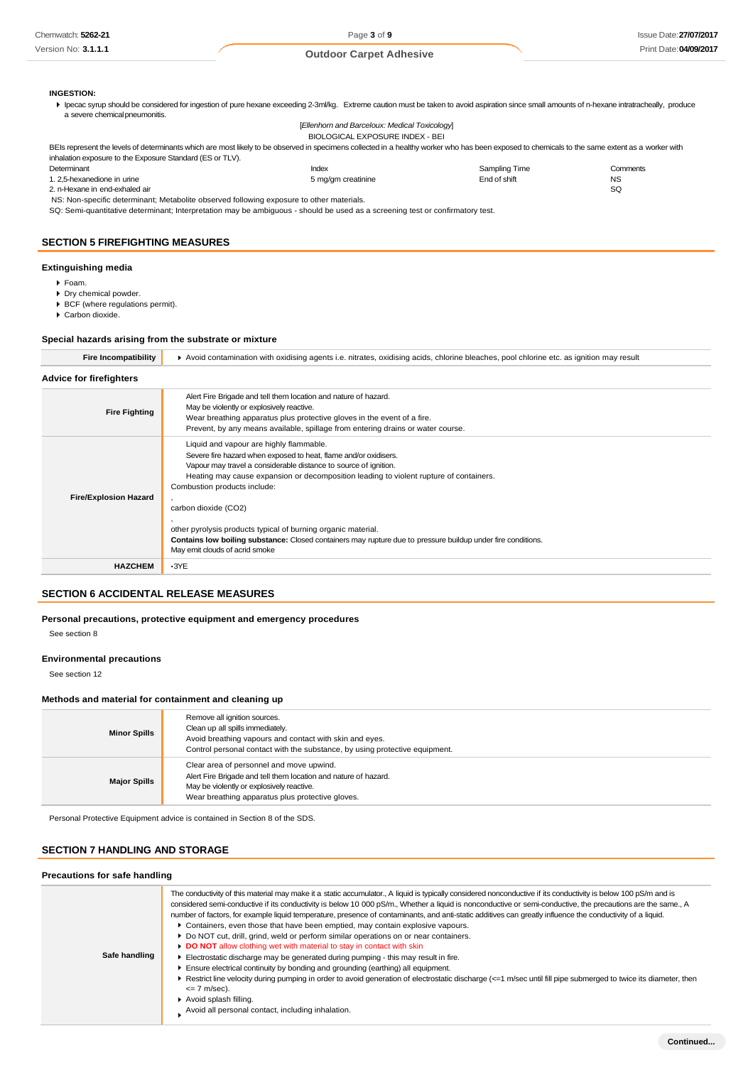**INGESTION:**

- Ipecac syrup should be considered for ingestion of pure hexane exceeding 2-3ml/kg. Extreme caution must be taken to avoid aspiration since small amounts of n-hexane intratracheally, produce a severe chemical pneumonitis.

[*Ellenhorn and Barceloux: Medical Toxicology*]

BIOLOGICAL EXPOSURE INDEX - BEI

BEIs represent the levels of determinants which are most likely to be observed in specimens collected in a healthy worker who has been exposed to chemicals to the same extent as a worker with inhalation exposure to the Exposure Standard (ES or TLV).

| Determinant | Index | Sampling Time | Comments |
|---|---|---|---|
| 1. 2,5-hexanedione in urine | 5 mg/gm creatinine | End of shift | NS |
| 2. n-Hexane in end-exhaled air | | | SQ |

NS: Non-specific determinant; Metabolite observed following exposure to other materials.

SQ: Semi-quantitative determinant; Interpretation may be ambiguous - should be used as a screening test or confirmatory test.

## SECTION 5 FIREFIGHTING MEASURES

### Extinguishing media

- Foam.
- Dry chemical powder.
- BCF (where regulations permit).
- Carbon dioxide.

### Special hazards arising from the substrate or mixture

| | |
|---|---|
| **Fire Incompatibility** | Avoid contamination with oxidising agents i.e. nitrates, oxidising acids, chlorine bleaches, pool chlorine etc. as ignition may result |

### Advice for firefighters

| | |
|---|---|
| **Fire Fighting** | Alert Fire Brigade and tell them location and nature of hazard.<br>May be violently or explosively reactive.<br>Wear breathing apparatus plus protective gloves in the event of a fire.<br>Prevent, by any means available, spillage from entering drains or water course. |
| **Fire/Explosion Hazard** | Liquid and vapour are highly flammable.<br>Severe fire hazard when exposed to heat, flame and/or oxidisers.<br>Vapour may travel a considerable distance to source of ignition.<br>Heating may cause expansion or decomposition leading to violent rupture of containers.<br>Combustion products include:<br>,<br>carbon dioxide ($CO_2$)<br>,<br>other pyrolysis products typical of burning organic material.<br>**Contains low boiling substance:** Closed containers may rupture due to pressure buildup under fire conditions.<br>May emit clouds of acrid smoke |
| **HAZCHEM** | •3YE |

## SECTION 6 ACCIDENTAL RELEASE MEASURES

### Personal precautions, protective equipment and emergency procedures

See section 8

### Environmental precautions

See section 12

### Methods and material for containment and cleaning up

| | |
|---|---|
| **Minor Spills** | Remove all ignition sources.<br>Clean up all spills immediately.<br>Avoid breathing vapours and contact with skin and eyes.<br>Control personal contact with the substance, by using protective equipment. |
| **Major Spills** | Clear area of personnel and move upwind.<br>Alert Fire Brigade and tell them location and nature of hazard.<br>May be violently or explosively reactive.<br>Wear breathing apparatus plus protective gloves. |

Personal Protective Equipment advice is contained in Section 8 of the SDS.

## SECTION 7 HANDLING AND STORAGE

### Precautions for safe handling

| | |
|---|---|
| **Safe handling** | The conductivity of this material may make it a static accumulator., A liquid is typically considered nonconductive if its conductivity is below 100 pS/m and is considered semi-conductive if its conductivity is below 10 000 pS/m., Whether a liquid is nonconductive or semi-conductive, the precautions are the same., A number of factors, for example liquid temperature, presence of contaminants, and anti-static additives can greatly influence the conductivity of a liquid.<br>• Containers, even those that have been emptied, may contain explosive vapours.<br>• Do NOT cut, drill, grind, weld or perform similar operations on or near containers.<br>• **DO NOT** allow clothing wet with material to stay in contact with skin<br>• Electrostatic discharge may be generated during pumping - this may result in fire.<br>• Ensure electrical continuity by bonding and grounding (earthing) all equipment.<br>• Restrict line velocity during pumping in order to avoid generation of electrostatic discharge (<=1 m/sec until fill pipe submerged to twice its diameter, then <= 7 m/sec).<br>• Avoid splash filling.<br>• Avoid all personal contact, including inhalation. |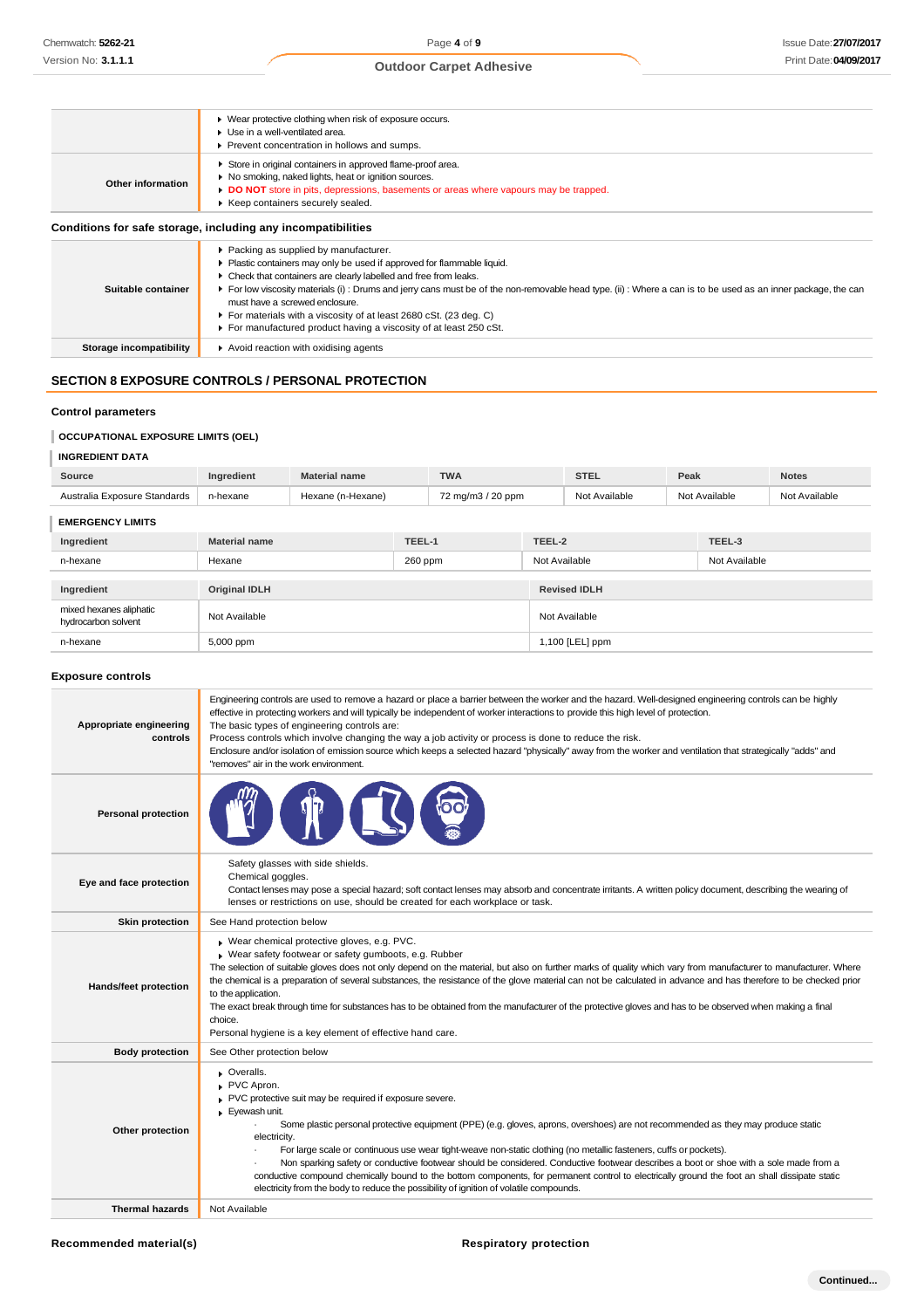| | |
|---|---|
| | ▶ Wear protective clothing when risk of exposure occurs.<br>▶ Use in a well-ventilated area.<br>▶ Prevent concentration in hollows and sumps. |
| **Other information** | ▶ Store in original containers in approved flame-proof area.<br>▶ No smoking, naked lights, heat or ignition sources.<br>▶ **DO NOT** store in pits, depressions, basements or areas where vapours may be trapped.<br>▶ Keep containers securely sealed. |

### Conditions for safe storage, including any incompatibilities

| | |
|---|---|
| **Suitable container** | ▶ Packing as supplied by manufacturer.<br>▶ Plastic containers may only be used if approved for flammable liquid.<br>▶ Check that containers are clearly labelled and free from leaks.<br>▶ For low viscosity materials (i) : Drums and jerry cans must be of the non-removable head type. (ii) : Where a can is to be used as an inner package, the can must have a screwed enclosure.<br>▶ For materials with a viscosity of at least 2680 cSt. (23 deg. C)<br>▶ For manufactured product having a viscosity of at least 250 cSt. |
| **Storage incompatibility** | ▶ Avoid reaction with oxidising agents |

## SECTION 8 EXPOSURE CONTROLS / PERSONAL PROTECTION

### Control parameters

#### OCCUPATIONAL EXPOSURE LIMITS (OEL)

#### INGREDIENT DATA

| Source | Ingredient | Material name | TWA | STEL | Peak | Notes |
|---|---|---|---|---|---|---|
| Australia Exposure Standards | n-hexane | Hexane (n-Hexane) | 72 mg/m3 / 20 ppm | Not Available | Not Available | Not Available |

#### EMERGENCY LIMITS

| Ingredient | Material name | TEEL-1 | TEEL-2 | TEEL-3 |
|---|---|---|---|---|
| n-hexane | Hexane | 260 ppm | Not Available | Not Available |

| Ingredient | Original IDLH | Revised IDLH |
|---|---|---|
| mixed hexanes aliphatic hydrocarbon solvent | Not Available | Not Available |
| n-hexane | 5,000 ppm | 1,100 [LEL] ppm |

### Exposure controls

| | |
|---|---|
| **Appropriate engineering controls** | Engineering controls are used to remove a hazard or place a barrier between the worker and the hazard. Well-designed engineering controls can be highly effective in protecting workers and will typically be independent of worker interactions to provide this high level of protection.<br>The basic types of engineering controls are:<br>Process controls which involve changing the way a job activity or process is done to reduce the risk.<br>Enclosure and/or isolation of emission source which keeps a selected hazard "physically" away from the worker and ventilation that strategically "adds" and "removes" air in the work environment. |
| **Personal protection** | |
| **Eye and face protection** | Safety glasses with side shields.<br>Chemical goggles.<br>Contact lenses may pose a special hazard; soft contact lenses may absorb and concentrate irritants. A written policy document, describing the wearing of lenses or restrictions on use, should be created for each workplace or task. |
| **Skin protection** | See Hand protection below |
| **Hands/feet protection** | ▶ Wear chemical protective gloves, e.g. PVC.<br>▶ Wear safety footwear or safety gumboots, e.g. Rubber<br>The selection of suitable gloves does not only depend on the material, but also on further marks of quality which vary from manufacturer to manufacturer. Where the chemical is a preparation of several substances, the resistance of the glove material can not be calculated in advance and has therefore to be checked prior to the application.<br>The exact break through time for substances has to be obtained from the manufacturer of the protective gloves and has to be observed when making a final choice.<br>Personal hygiene is a key element of effective hand care. |
| **Body protection** | See Other protection below |
| **Other protection** | ▶ Overalls.<br>▶ PVC Apron.<br>▶ PVC protective suit may be required if exposure severe.<br>▶ Eyewash unit.<br>· Some plastic personal protective equipment (PPE) (e.g. gloves, aprons, overshoes) are not recommended as they may produce static electricity.<br>· For large scale or continuous use wear tight-weave non-static clothing (no metallic fasteners, cuffs or pockets).<br>· Non sparking safety or conductive footwear should be considered. Conductive footwear describes a boot or shoe with a sole made from a conductive compound chemically bound to the bottom components, for permanent control to electrically ground the foot an shall dissipate static electricity from the body to reduce the possibility of ignition of volatile compounds. |
| **Thermal hazards** | Not Available |

**Recommended material(s)**

**Respiratory protection**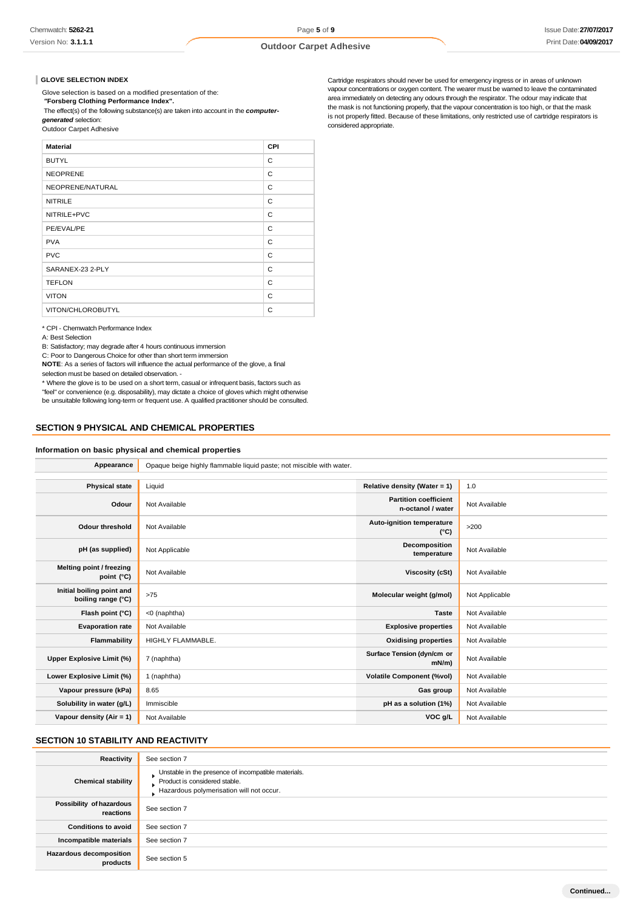### GLOVE SELECTION INDEX

Glove selection is based on a modified presentation of the:

***"Forsberg Clothing Performance Index".***

The effect(s) of the following substance(s) are taken into account in the ***computer-generated*** selection:

Outdoor Carpet Adhesive

| Material | CPI |
|---|---|
| BUTYL | C |
| NEOPRENE | C |
| NEOPRENE/NATURAL | C |
| NITRILE | C |
| NITRILE+PVC | C |
| PE/EVAL/PE | C |
| PVA | C |
| PVC | C |
| SARANEX-23 2-PLY | C |
| TEFLON | C |
| VITON | C |
| VITON/CHLOROBUTYL | C |

* CPI - Chemwatch Performance Index

A: Best Selection

B: Satisfactory; may degrade after 4 hours continuous immersion

C: Poor to Dangerous Choice for other than short term immersion

**NOTE**: As a series of factors will influence the actual performance of the glove, a final selection must be based on detailed observation. -

* Where the glove is to be used on a short term, casual or infrequent basis, factors such as "feel" or convenience (e.g. disposability), may dictate a choice of gloves which might otherwise be unsuitable following long-term or frequent use. A qualified practitioner should be consulted.

Cartridge respirators should never be used for emergency ingress or in areas of unknown vapour concentrations or oxygen content. The wearer must be warned to leave the contaminated area immediately on detecting any odours through the respirator. The odour may indicate that the mask is not functioning properly, that the vapour concentration is too high, or that the mask is not properly fitted. Because of these limitations, only restricted use of cartridge respirators is considered appropriate.

## SECTION 9 PHYSICAL AND CHEMICAL PROPERTIES

### Information on basic physical and chemical properties

| Appearance | Opaque beige highly flammable liquid paste; not miscible with water. | | |
|---|---|---|---|
| **Physical state** | Liquid | **Relative density (Water = 1)** | 1.0 |
| **Odour** | Not Available | **Partition coefficient n-octanol / water** | Not Available |
| **Odour threshold** | Not Available | **Auto-ignition temperature (°C)** | >200 |
| **pH (as supplied)** | Not Applicable | **Decomposition temperature** | Not Available |
| **Melting point / freezing point (°C)** | Not Available | **Viscosity (cSt)** | Not Available |
| **Initial boiling point and boiling range (°C)** | >75 | **Molecular weight (g/mol)** | Not Applicable |
| **Flash point (°C)** | <0 (naphtha) | **Taste** | Not Available |
| **Evaporation rate** | Not Available | **Explosive properties** | Not Available |
| **Flammability** | HIGHLY FLAMMABLE. | **Oxidising properties** | Not Available |
| **Upper Explosive Limit (%)** | 7 (naphtha) | **Surface Tension (dyn/cm or mN/m)** | Not Available |
| **Lower Explosive Limit (%)** | 1 (naphtha) | **Volatile Component (%vol)** | Not Available |
| **Vapour pressure (kPa)** | 8.65 | **Gas group** | Not Available |
| **Solubility in water (g/L)** | Immiscible | **pH as a solution (1%)** | Not Available |
| **Vapour density (Air = 1)** | Not Available | **VOC g/L** | Not Available |

## SECTION 10 STABILITY AND REACTIVITY

| | |
|---|---|
| **Reactivity** | See section 7 |
| **Chemical stability** | Unstable in the presence of incompatible materials.<br>Product is considered stable.<br>Hazardous polymerisation will not occur. |
| **Possibility of hazardous reactions** | See section 7 |
| **Conditions to avoid** | See section 7 |
| **Incompatible materials** | See section 7 |
| **Hazardous decomposition products** | See section 5 |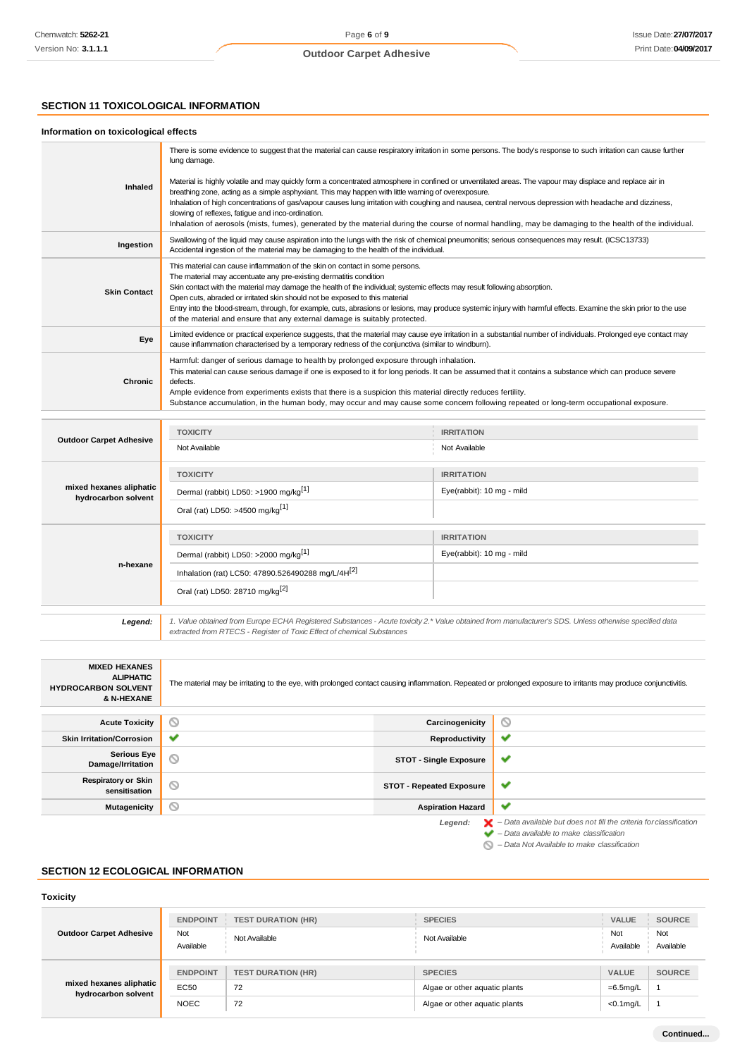## SECTION 11 TOXICOLOGICAL INFORMATION

### Information on toxicological effects

| | |
|---|---|
| **Inhaled** | There is some evidence to suggest that the material can cause respiratory irritation in some persons. The body's response to such irritation can cause further lung damage.<br><br>Material is highly volatile and may quickly form a concentrated atmosphere in confined or unventilated areas. The vapour may displace and replace air in breathing zone, acting as a simple asphyxiant. This may happen with little warning of overexposure.<br>Inhalation of high concentrations of gas/vapour causes lung irritation with coughing and nausea, central nervous depression with headache and dizziness, slowing of reflexes, fatigue and inco-ordination.<br>Inhalation of aerosols (mists, fumes), generated by the material during the course of normal handling, may be damaging to the health of the individual. |
| **Ingestion** | Swallowing of the liquid may cause aspiration into the lungs with the risk of chemical pneumonitis; serious consequences may result. (ICSC13733)<br>Accidental ingestion of the material may be damaging to the health of the individual. |
| **Skin Contact** | This material can cause inflammation of the skin on contact in some persons.<br>The material may accentuate any pre-existing dermatitis condition<br>Skin contact with the material may damage the health of the individual; systemic effects may result following absorption.<br>Open cuts, abraded or irritated skin should not be exposed to this material<br>Entry into the blood-stream, through, for example, cuts, abrasions or lesions, may produce systemic injury with harmful effects. Examine the skin prior to the use of the material and ensure that any external damage is suitably protected. |
| **Eye** | Limited evidence or practical experience suggests, that the material may cause eye irritation in a substantial number of individuals. Prolonged eye contact may cause inflammation characterised by a temporary redness of the conjunctiva (similar to windburn). |
| **Chronic** | Harmful: danger of serious damage to health by prolonged exposure through inhalation.<br>This material can cause serious damage if one is exposed to it for long periods. It can be assumed that it contains a substance which can produce severe defects.<br>Ample evidence from experiments exists that there is a suspicion this material directly reduces fertility.<br>Substance accumulation, in the human body, may occur and may cause some concern following repeated or long-term occupational exposure. |

| | TOXICITY | IRRITATION |
|---|---|---|
| **Outdoor Carpet Adhesive** | Not Available | Not Available |
| **mixed hexanes aliphatic hydrocarbon solvent** | Dermal (rabbit) LD50: >1900 mg/kg[1] | Eye(rabbit): 10 mg - mild |
| | Oral (rat) LD50: >4500 mg/kg[1] | |
| **n-hexane** | Dermal (rabbit) LD50: >2000 mg/kg[1] | Eye(rabbit): 10 mg - mild |
| | Inhalation (rat) LC50: 47890.526490288 mg/L/4H[2] | |
| | Oral (rat) LD50: 28710 mg/kg[2] | |

*Legend:* *1. Value obtained from Europe ECHA Registered Substances - Acute toxicity 2.\* Value obtained from manufacturer's SDS. Unless otherwise specified data extracted from RTECS - Register of Toxic Effect of chemical Substances*

| | |
|---|---|
| **MIXED HEXANES ALIPHATIC HYDROCARBON SOLVENT & N-HEXANE** | The material may be irritating to the eye, with prolonged contact causing inflammation. Repeated or prolonged exposure to irritants may produce conjunctivitis. |

| | | | |
|---|---|---|---|
| **Acute Toxicity** | ⊘ | **Carcinogenicity** | ⊘ |
| **Skin Irritation/Corrosion** | ✔ | **Reproductivity** | ✔ |
| **Serious Eye Damage/Irritation** | ⊘ | **STOT - Single Exposure** | ✔ |
| **Respiratory or Skin sensitisation** | ⊘ | **STOT - Repeated Exposure** | ✔ |
| **Mutagenicity** | ⊘ | **Aspiration Hazard** | ✔ |

*Legend:*
- ✘ – *Data available but does not fill the criteria for classification*
- ✔ – *Data available to make classification*
- ⊘ – *Data Not Available to make classification*

## SECTION 12 ECOLOGICAL INFORMATION

### Toxicity

| | ENDPOINT | TEST DURATION (HR) | SPECIES | VALUE | SOURCE |
|---|---|---|---|---|---|
| **Outdoor Carpet Adhesive** | Not Available | Not Available | Not Available | Not Available | Not Available |
| **mixed hexanes aliphatic hydrocarbon solvent** | EC50 | 72 | Algae or other aquatic plants | =6.5mg/L | 1 |
| | NOEC | 72 | Algae or other aquatic plants | <0.1mg/L | 1 |

**Continued...**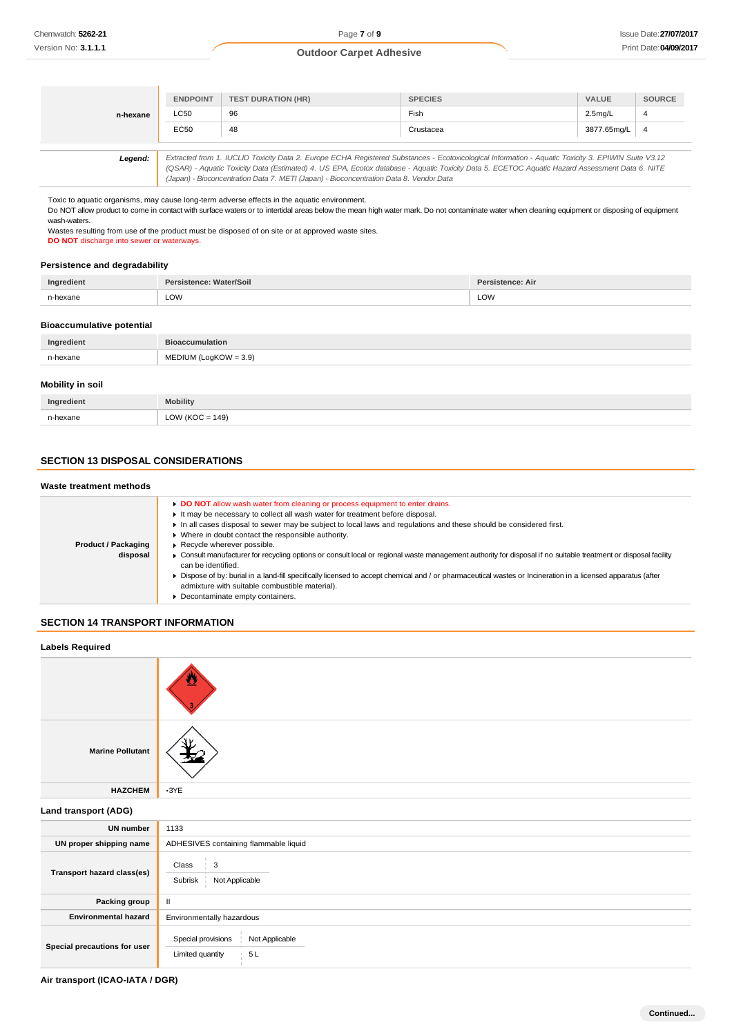| | ENDPOINT | TEST DURATION (HR) | SPECIES | VALUE | SOURCE |
|---|---|---|---|---|---|
| n-hexane | LC50 | 96 | Fish | 2.5mg/L | 4 |
| | EC50 | 48 | Crustacea | 3877.65mg/L | 4 |

**Legend:** *Extracted from 1. IUCLID Toxicity Data 2. Europe ECHA Registered Substances - Ecotoxicological Information - Aquatic Toxicity 3. EPIWIN Suite V3.12 (QSAR) - Aquatic Toxicity Data (Estimated) 4. US EPA, Ecotox database - Aquatic Toxicity Data 5. ECETOC Aquatic Hazard Assessment Data 6. NITE (Japan) - Bioconcentration Data 7. METI (Japan) - Bioconcentration Data 8. Vendor Data*

Toxic to aquatic organisms, may cause long-term adverse effects in the aquatic environment.
Do NOT allow product to come in contact with surface waters or to intertidal areas below the mean high water mark. Do not contaminate water when cleaning equipment or disposing of equipment wash-waters.
Wastes resulting from use of the product must be disposed of on site or at approved waste sites.
**DO NOT** discharge into sewer or waterways.

### Persistence and degradability

| Ingredient | Persistence: Water/Soil | Persistence: Air |
|---|---|---|
| n-hexane | LOW | LOW |

### Bioaccumulative potential

| Ingredient | Bioaccumulation |
|---|---|
| n-hexane | MEDIUM (LogKOW = 3.9) |

### Mobility in soil

| Ingredient | Mobility |
|---|---|
| n-hexane | LOW (KOC = 149) |

## SECTION 13 DISPOSAL CONSIDERATIONS

### Waste treatment methods

**Product / Packaging disposal**

- **DO NOT** allow wash water from cleaning or process equipment to enter drains.
- It may be necessary to collect all wash water for treatment before disposal.
- In all cases disposal to sewer may be subject to local laws and regulations and these should be considered first.
- Where in doubt contact the responsible authority.
- Recycle wherever possible.
- Consult manufacturer for recycling options or consult local or regional waste management authority for disposal if no suitable treatment or disposal facility can be identified.
- Dispose of by: burial in a land-fill specifically licensed to accept chemical and / or pharmaceutical wastes or Incineration in a licensed apparatus (after admixture with suitable combustible material).
- Decontaminate empty containers.

## SECTION 14 TRANSPORT INFORMATION

### Labels Required

| | |
|---|---|
| Marine Pollutant | |
| HAZCHEM | •3YE |

### Land transport (ADG)

| | |
|---|---|
| UN number | 1133 |
| UN proper shipping name | ADHESIVES containing flammable liquid |
| Transport hazard class(es) | Class: 3; Subrisk: Not Applicable |
| Packing group | II |
| Environmental hazard | Environmentally hazardous |
| Special precautions for user | Special provisions: Not Applicable; Limited quantity: 5 L |

### Air transport (ICAO-IATA / DGR)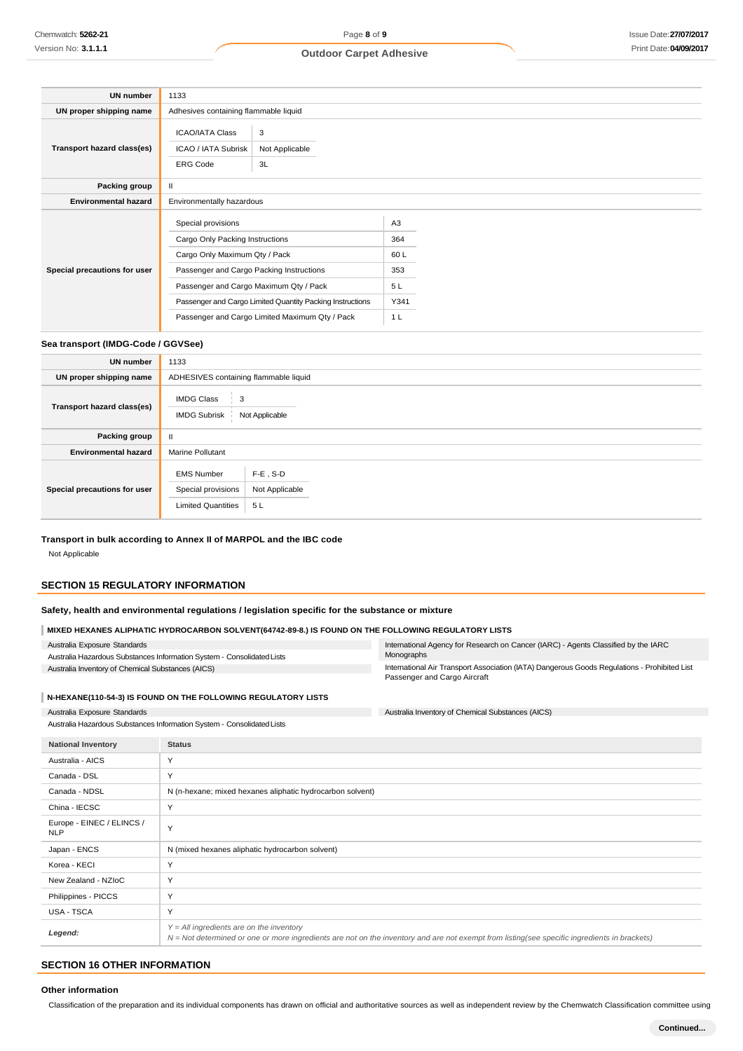| | |
|---|---|
| **UN number** | 1133 |
| **UN proper shipping name** | Adhesives containing flammable liquid |
| **Transport hazard class(es)** | ICAO/IATA Class: 3<br>ICAO / IATA Subrisk: Not Applicable<br>ERG Code: 3L |
| **Packing group** | II |
| **Environmental hazard** | Environmentally hazardous |
| **Special precautions for user** | Special provisions: A3<br>Cargo Only Packing Instructions: 364<br>Cargo Only Maximum Qty / Pack: 60 L<br>Passenger and Cargo Packing Instructions: 353<br>Passenger and Cargo Maximum Qty / Pack: 5 L<br>Passenger and Cargo Limited Quantity Packing Instructions: Y341<br>Passenger and Cargo Limited Maximum Qty / Pack: 1 L |

### Sea transport (IMDG-Code / GGVSee)

| | |
|---|---|
| **UN number** | 1133 |
| **UN proper shipping name** | ADHESIVES containing flammable liquid |
| **Transport hazard class(es)** | IMDG Class: 3<br>IMDG Subrisk: Not Applicable |
| **Packing group** | II |
| **Environmental hazard** | Marine Pollutant |
| **Special precautions for user** | EMS Number: F-E , S-D<br>Special provisions: Not Applicable<br>Limited Quantities: 5 L |

### Transport in bulk according to Annex II of MARPOL and the IBC code

Not Applicable

## SECTION 15 REGULATORY INFORMATION

### Safety, health and environmental regulations / legislation specific for the substance or mixture

#### MIXED HEXANES ALIPHATIC HYDROCARBON SOLVENT(64742-89-8.) IS FOUND ON THE FOLLOWING REGULATORY LISTS

- Australia Exposure Standards
- Australia Hazardous Substances Information System - Consolidated Lists
- Australia Inventory of Chemical Substances (AICS)
- International Agency for Research on Cancer (IARC) - Agents Classified by the IARC Monographs
- International Air Transport Association (IATA) Dangerous Goods Regulations - Prohibited List Passenger and Cargo Aircraft

#### N-HEXANE(110-54-3) IS FOUND ON THE FOLLOWING REGULATORY LISTS

- Australia Exposure Standards
- Australia Hazardous Substances Information System - Consolidated Lists
- Australia Inventory of Chemical Substances (AICS)

| National Inventory | Status |
|---|---|
| Australia - AICS | Y |
| Canada - DSL | Y |
| Canada - NDSL | N (n-hexane; mixed hexanes aliphatic hydrocarbon solvent) |
| China - IECSC | Y |
| Europe - EINEC / ELINCS / NLP | Y |
| Japan - ENCS | N (mixed hexanes aliphatic hydrocarbon solvent) |
| Korea - KECI | Y |
| New Zealand - NZIoC | Y |
| Philippines - PICCS | Y |
| USA - TSCA | Y |
| ***Legend:*** | *Y = All ingredients are on the inventory*<br>*N = Not determined or one or more ingredients are not on the inventory and are not exempt from listing(see specific ingredients in brackets)* |

## SECTION 16 OTHER INFORMATION

### Other information

Classification of the preparation and its individual components has drawn on official and authoritative sources as well as independent review by the Chemwatch Classification committee using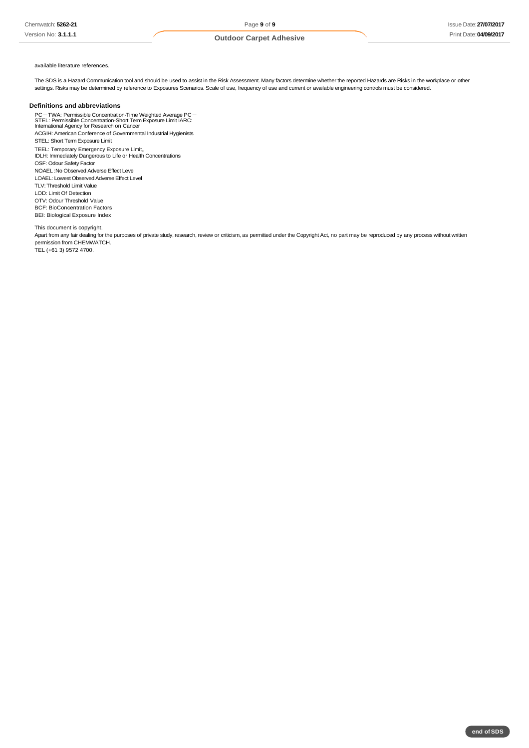available literature references.

The SDS is a Hazard Communication tool and should be used to assist in the Risk Assessment. Many factors determine whether the reported Hazards are Risks in the workplace or other settings. Risks may be determined by reference to Exposures Scenarios. Scale of use, frequency of use and current or available engineering controls must be considered.

### Definitions and abbreviations

PC－TWA: Permissible Concentration-Time Weighted Average PC－STEL: Permissible Concentration-Short Term Exposure Limit IARC: International Agency for Research on Cancer

ACGIH: American Conference of Governmental Industrial Hygienists

STEL: Short Term Exposure Limit

TEEL: Temporary Emergency Exposure Limit。

IDLH: Immediately Dangerous to Life or Health Concentrations

OSF: Odour Safety Factor

NOAEL :No Observed Adverse Effect Level

LOAEL: Lowest Observed Adverse Effect Level

TLV: Threshold Limit Value

LOD: Limit Of Detection

OTV: Odour Threshold Value

BCF: BioConcentration Factors

BEI: Biological Exposure Index

This document is copyright.

Apart from any fair dealing for the purposes of private study, research, review or criticism, as permitted under the Copyright Act, no part may be reproduced by any process without written permission from CHEMWATCH.

TEL (+61 3) 9572 4700.

**end of SDS**